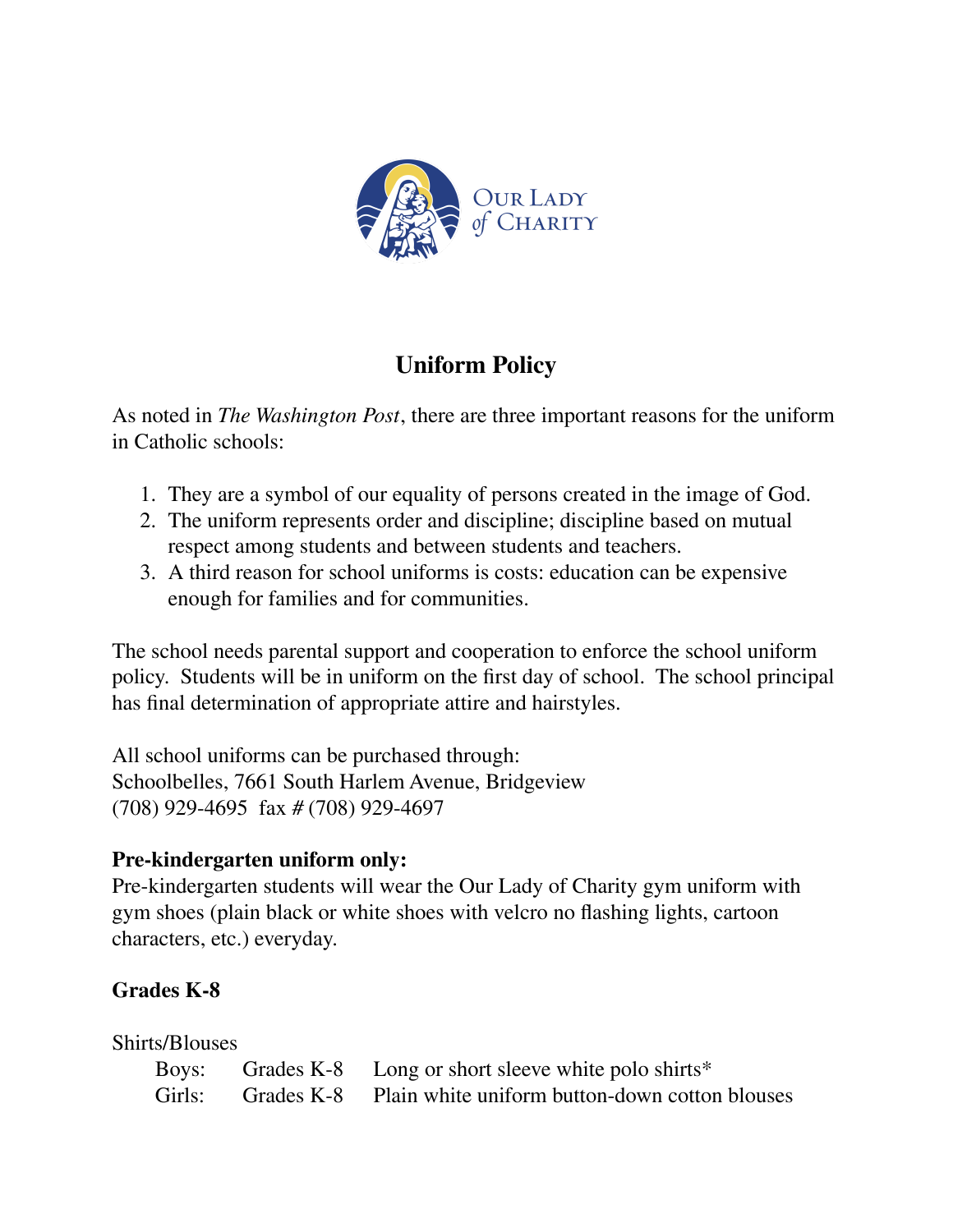Our Lady of Charity

## Uniform Policy

As noted in *The Washington Post*, there are three important reasons for the uniform in Catholic schools:

1. They are a symbol of our equality of persons created in the image of God.
2. The uniform represents order and discipline; discipline based on mutual respect among students and between students and teachers.
3. A third reason for school uniforms is costs: education can be expensive enough for families and for communities.

The school needs parental support and cooperation to enforce the school uniform policy. Students will be in uniform on the first day of school. The school principal has final determination of appropriate attire and hairstyles.

All school uniforms can be purchased through:
Schoolbelles, 7661 South Harlem Avenue, Bridgeview
(708) 929-4695 fax # (708) 929-4697

**Pre-kindergarten uniform only:**
Pre-kindergarten students will wear the Our Lady of Charity gym uniform with gym shoes (plain black or white shoes with velcro no flashing lights, cartoon characters, etc.) everyday.

**Grades K-8**

Shirts/Blouses

| | | |
|---|---|---|
| Boys: | Grades K-8 | Long or short sleeve white polo shirts* |
| Girls: | Grades K-8 | Plain white uniform button-down cotton blouses |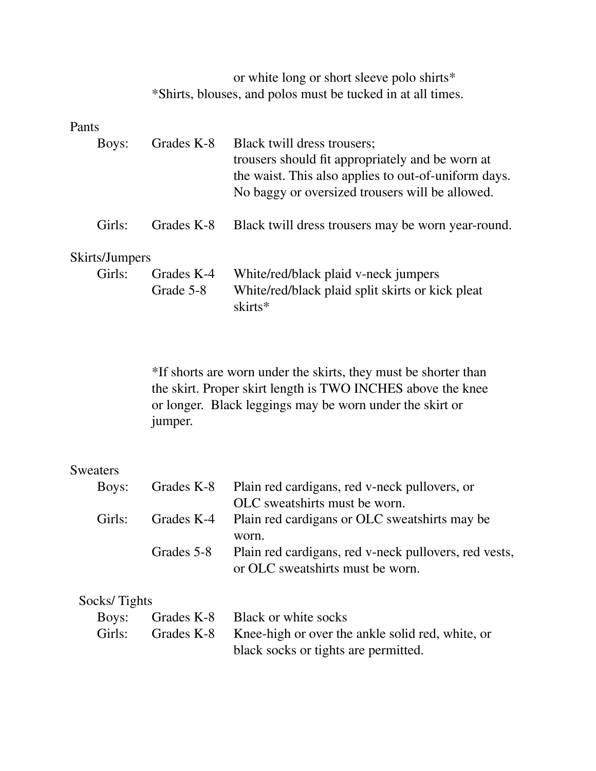or white long or short sleeve polo shirts*
*Shirts, blouses, and polos must be tucked in at all times.

Pants

| | | |
|---|---|---|
| Boys: | Grades K-8 | Black twill dress trousers; trousers should fit appropriately and be worn at the waist. This also applies to out-of-uniform days. No baggy or oversized trousers will be allowed. |
| Girls: | Grades K-8 | Black twill dress trousers may be worn year-round. |

Skirts/Jumpers

| | | |
|---|---|---|
| Girls: | Grades K-4 | White/red/black plaid v-neck jumpers |
| | Grade 5-8 | White/red/black plaid split skirts or kick pleat skirts* |

*If shorts are worn under the skirts, they must be shorter than the skirt. Proper skirt length is TWO INCHES above the knee or longer. Black leggings may be worn under the skirt or jumper.

Sweaters

| | | |
|---|---|---|
| Boys: | Grades K-8 | Plain red cardigans, red v-neck pullovers, or OLC sweatshirts must be worn. |
| Girls: | Grades K-4 | Plain red cardigans or OLC sweatshirts may be worn. |
| | Grades 5-8 | Plain red cardigans, red v-neck pullovers, red vests, or OLC sweatshirts must be worn. |

Socks/ Tights

| | | |
|---|---|---|
| Boys: | Grades K-8 | Black or white socks |
| Girls: | Grades K-8 | Knee-high or over the ankle solid red, white, or black socks or tights are permitted. |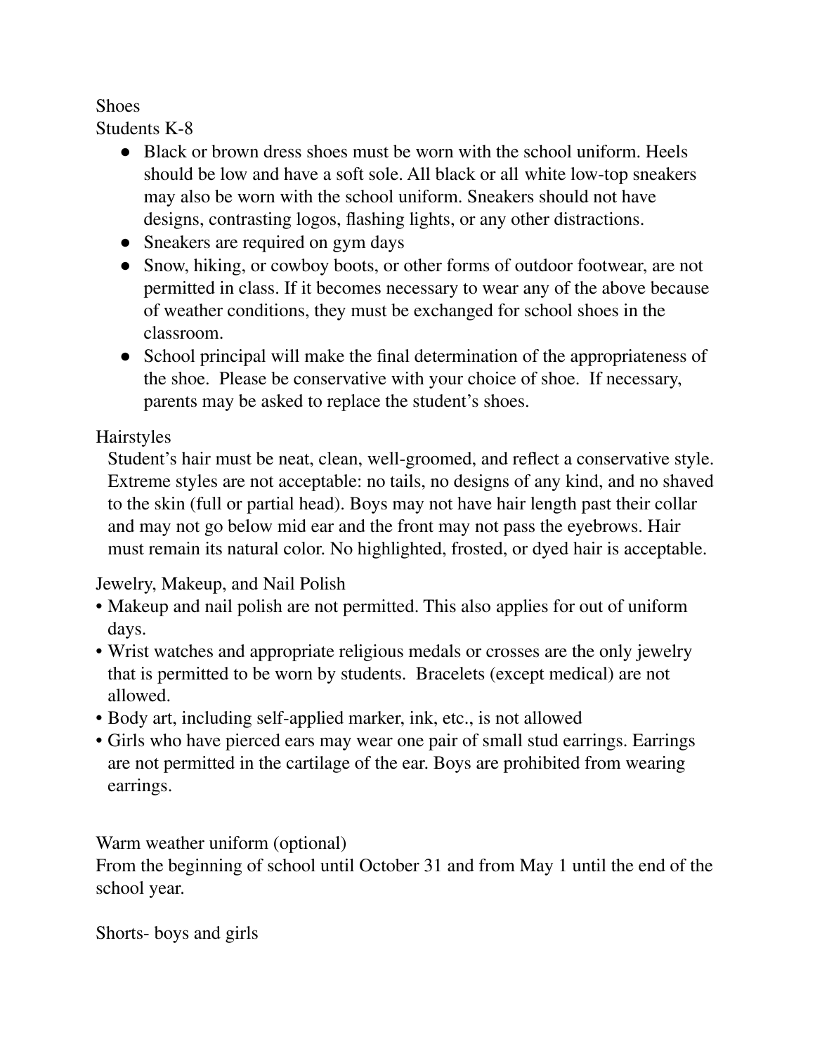## Shoes

Students K-8

- Black or brown dress shoes must be worn with the school uniform. Heels should be low and have a soft sole. All black or all white low-top sneakers may also be worn with the school uniform. Sneakers should not have designs, contrasting logos, flashing lights, or any other distractions.
- Sneakers are required on gym days
- Snow, hiking, or cowboy boots, or other forms of outdoor footwear, are not permitted in class. If it becomes necessary to wear any of the above because of weather conditions, they must be exchanged for school shoes in the classroom.
- School principal will make the final determination of the appropriateness of the shoe. Please be conservative with your choice of shoe. If necessary, parents may be asked to replace the student's shoes.

## Hairstyles

Student's hair must be neat, clean, well-groomed, and reflect a conservative style. Extreme styles are not acceptable: no tails, no designs of any kind, and no shaved to the skin (full or partial head). Boys may not have hair length past their collar and may not go below mid ear and the front may not pass the eyebrows. Hair must remain its natural color. No highlighted, frosted, or dyed hair is acceptable.

## Jewelry, Makeup, and Nail Polish

- Makeup and nail polish are not permitted. This also applies for out of uniform days.
- Wrist watches and appropriate religious medals or crosses are the only jewelry that is permitted to be worn by students. Bracelets (except medical) are not allowed.
- Body art, including self-applied marker, ink, etc., is not allowed
- Girls who have pierced ears may wear one pair of small stud earrings. Earrings are not permitted in the cartilage of the ear. Boys are prohibited from wearing earrings.

## Warm weather uniform (optional)

From the beginning of school until October 31 and from May 1 until the end of the school year.

Shorts- boys and girls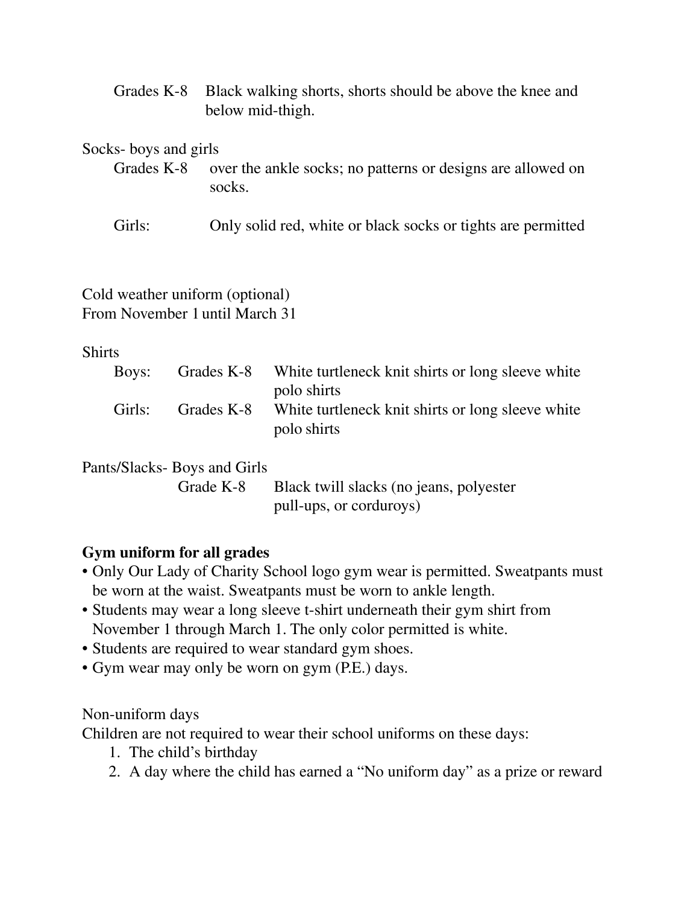Grades K-8 Black walking shorts, shorts should be above the knee and below mid-thigh.

Socks- boys and girls

Grades K-8 over the ankle socks; no patterns or designs are allowed on socks.

Girls: Only solid red, white or black socks or tights are permitted

Cold weather uniform (optional)
From November 1 until March 31

Shirts

| | | |
|---|---|---|
| Boys: | Grades K-8 | White turtleneck knit shirts or long sleeve white polo shirts |
| Girls: | Grades K-8 | White turtleneck knit shirts or long sleeve white polo shirts |

Pants/Slacks- Boys and Girls

Grade K-8 Black twill slacks (no jeans, polyester pull-ups, or corduroys)

**Gym uniform for all grades**

- Only Our Lady of Charity School logo gym wear is permitted. Sweatpants must be worn at the waist. Sweatpants must be worn to ankle length.
- Students may wear a long sleeve t-shirt underneath their gym shirt from November 1 through March 1. The only color permitted is white.
- Students are required to wear standard gym shoes.
- Gym wear may only be worn on gym (P.E.) days.

Non-uniform days

Children are not required to wear their school uniforms on these days:

1. The child's birthday
2. A day where the child has earned a "No uniform day" as a prize or reward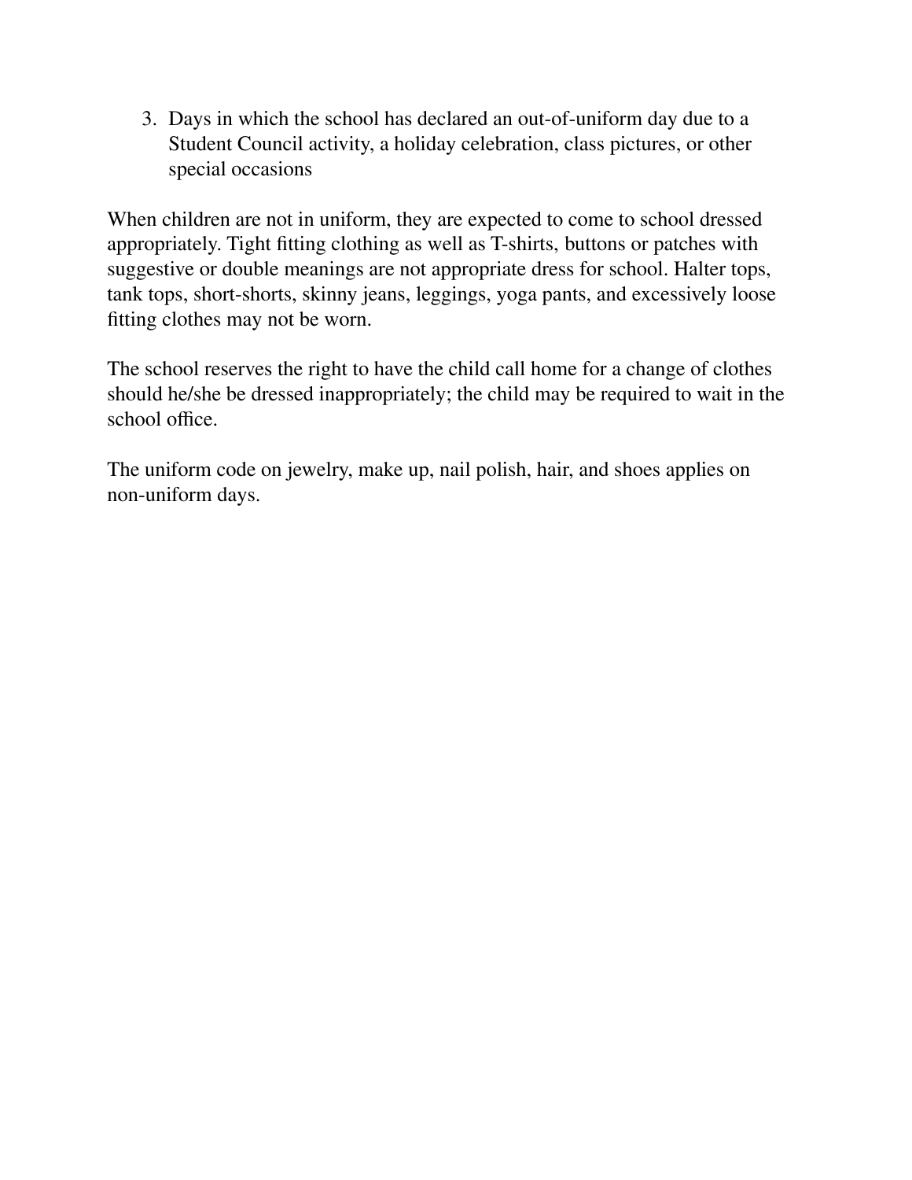3. Days in which the school has declared an out-of-uniform day due to a Student Council activity, a holiday celebration, class pictures, or other special occasions

When children are not in uniform, they are expected to come to school dressed appropriately. Tight fitting clothing as well as T-shirts, buttons or patches with suggestive or double meanings are not appropriate dress for school. Halter tops, tank tops, short-shorts, skinny jeans, leggings, yoga pants, and excessively loose fitting clothes may not be worn.

The school reserves the right to have the child call home for a change of clothes should he/she be dressed inappropriately; the child may be required to wait in the school office.

The uniform code on jewelry, make up, nail polish, hair, and shoes applies on non-uniform days.